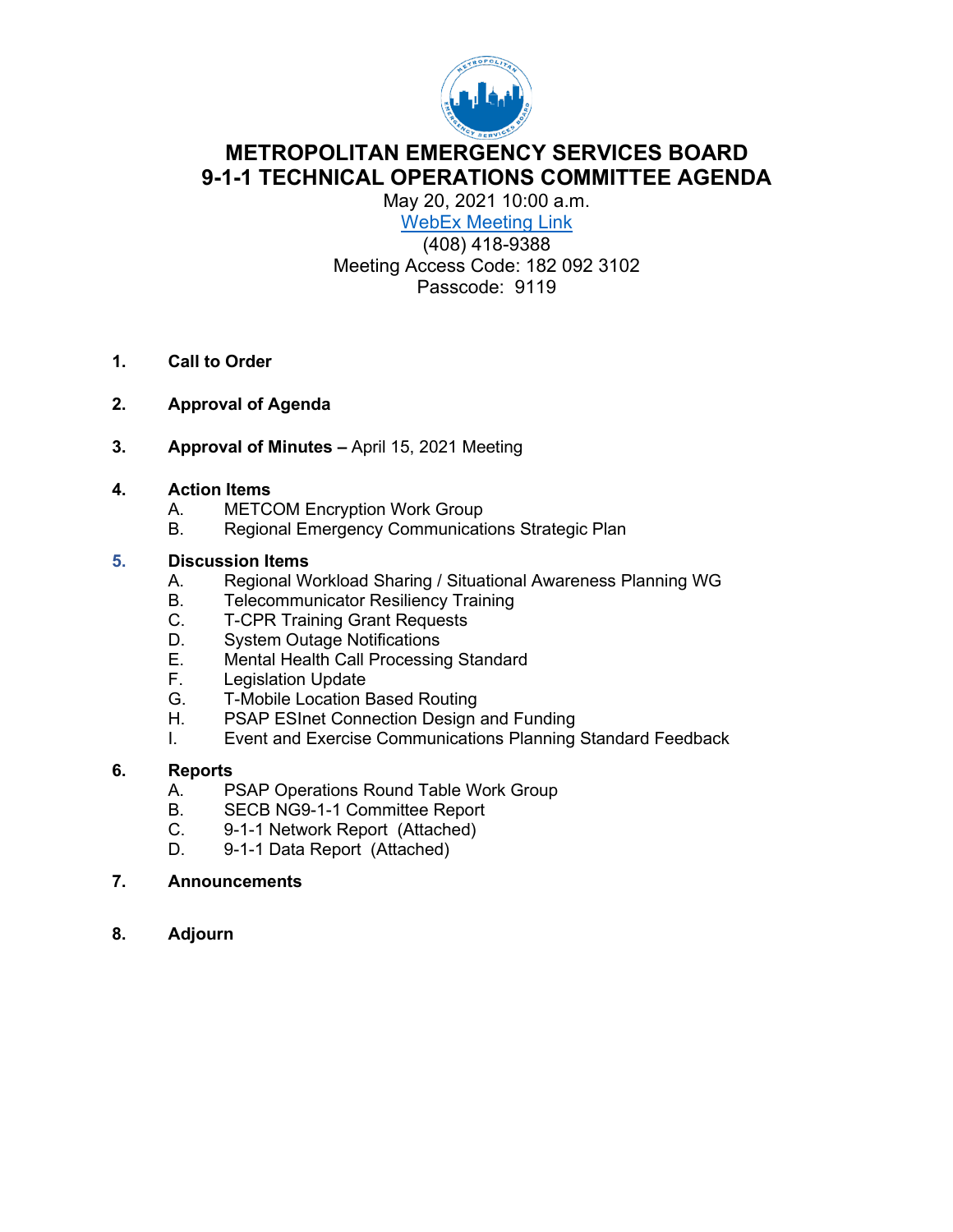# METROPOLITAN EMERGENCY SERVICES BOARD
# 9-1-1 TECHNICAL OPERATIONS COMMITTEE AGENDA

May 20, 2021 10:00 a.m.
[WebEx Meeting Link]
(408) 418-9388
Meeting Access Code: 182 092 3102
Passcode: 9119

1. **Call to Order**

2. **Approval of Agenda**

3. **Approval of Minutes –** April 15, 2021 Meeting

4. **Action Items**
   - A. METCOM Encryption Work Group
   - B. Regional Emergency Communications Strategic Plan

5. **Discussion Items**
   - A. Regional Workload Sharing / Situational Awareness Planning WG
   - B. Telecommunicator Resiliency Training
   - C. T-CPR Training Grant Requests
   - D. System Outage Notifications
   - E. Mental Health Call Processing Standard
   - F. Legislation Update
   - G. T-Mobile Location Based Routing
   - H. PSAP ESInet Connection Design and Funding
   - I. Event and Exercise Communications Planning Standard Feedback

6. **Reports**
   - A. PSAP Operations Round Table Work Group
   - B. SECB NG9-1-1 Committee Report
   - C. 9-1-1 Network Report (Attached)
   - D. 9-1-1 Data Report (Attached)

7. **Announcements**

8. **Adjourn**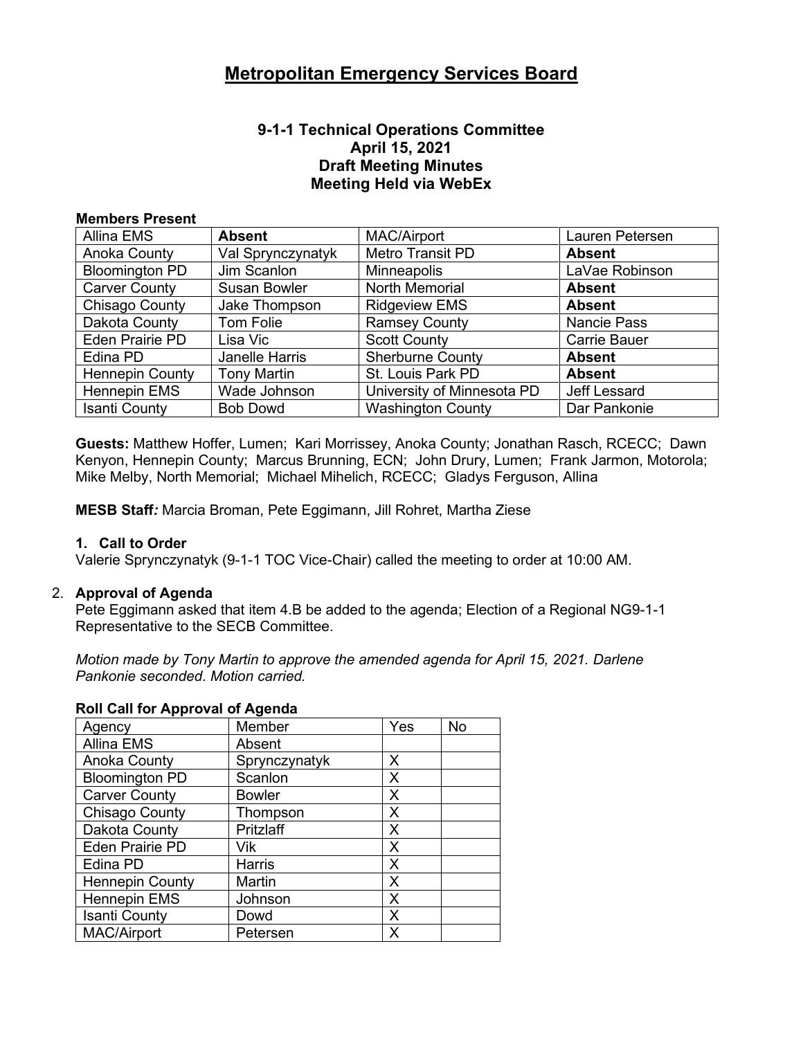# Metropolitan Emergency Services Board

### 9-1-1 Technical Operations Committee
### April 15, 2021
### Draft Meeting Minutes
### Meeting Held via WebEx

**Members Present**

| | | | |
|---|---|---|---|
| Allina EMS | **Absent** | MAC/Airport | Lauren Petersen |
| Anoka County | Val Sprynczynatyk | Metro Transit PD | **Absent** |
| Bloomington PD | Jim Scanlon | Minneapolis | LaVae Robinson |
| Carver County | Susan Bowler | North Memorial | **Absent** |
| Chisago County | Jake Thompson | Ridgeview EMS | **Absent** |
| Dakota County | Tom Folie | Ramsey County | Nancie Pass |
| Eden Prairie PD | Lisa Vic | Scott County | Carrie Bauer |
| Edina PD | Janelle Harris | Sherburne County | **Absent** |
| Hennepin County | Tony Martin | St. Louis Park PD | **Absent** |
| Hennepin EMS | Wade Johnson | University of Minnesota PD | Jeff Lessard |
| Isanti County | Bob Dowd | Washington County | Dar Pankonie |

**Guests:** Matthew Hoffer, Lumen; Kari Morrissey, Anoka County; Jonathan Rasch, RCECC; Dawn Kenyon, Hennepin County; Marcus Brunning, ECN; John Drury, Lumen; Frank Jarmon, Motorola; Mike Melby, North Memorial; Michael Mihelich, RCECC; Gladys Ferguson, Allina

**MESB Staff***:* Marcia Broman, Pete Eggimann, Jill Rohret, Martha Ziese

**1. Call to Order**

Valerie Sprynczynatyk (9-1-1 TOC Vice-Chair) called the meeting to order at 10:00 AM.

2. **Approval of Agenda**

Pete Eggimann asked that item 4.B be added to the agenda; Election of a Regional NG9-1-1 Representative to the SECB Committee.

*Motion made by Tony Martin to approve the amended agenda for April 15, 2021. Darlene Pankonie seconded. Motion carried.*

**Roll Call for Approval of Agenda**

| Agency | Member | Yes | No |
|---|---|---|---|
| Allina EMS | Absent | | |
| Anoka County | Sprynczynatyk | X | |
| Bloomington PD | Scanlon | X | |
| Carver County | Bowler | X | |
| Chisago County | Thompson | X | |
| Dakota County | Pritzlaff | X | |
| Eden Prairie PD | Vik | X | |
| Edina PD | Harris | X | |
| Hennepin County | Martin | X | |
| Hennepin EMS | Johnson | X | |
| Isanti County | Dowd | X | |
| MAC/Airport | Petersen | X | |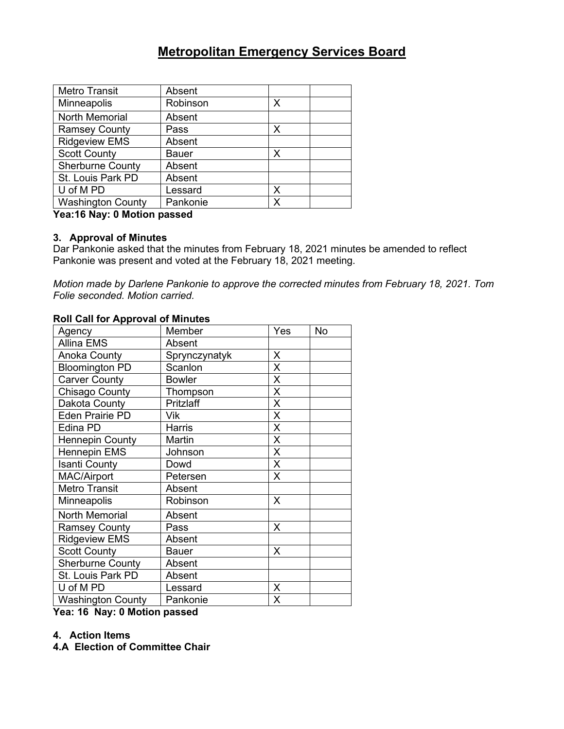# Metropolitan Emergency Services Board

| | | | |
|---|---|---|---|
| Metro Transit | Absent | | |
| Minneapolis | Robinson | X | |
| North Memorial | Absent | | |
| Ramsey County | Pass | X | |
| Ridgeview EMS | Absent | | |
| Scott County | Bauer | X | |
| Sherburne County | Absent | | |
| St. Louis Park PD | Absent | | |
| U of M PD | Lessard | X | |
| Washington County | Pankonie | X | |

**Yea:16 Nay: 0 Motion passed**

### 3. Approval of Minutes

Dar Pankonie asked that the minutes from February 18, 2021 minutes be amended to reflect Pankonie was present and voted at the February 18, 2021 meeting.

*Motion made by Darlene Pankonie to approve the corrected minutes from February 18, 2021. Tom Folie seconded. Motion carried.*

**Roll Call for Approval of Minutes**

| Agency | Member | Yes | No |
|---|---|---|---|
| Allina EMS | Absent | | |
| Anoka County | Sprynczynatyk | X | |
| Bloomington PD | Scanlon | X | |
| Carver County | Bowler | X | |
| Chisago County | Thompson | X | |
| Dakota County | Pritzlaff | X | |
| Eden Prairie PD | Vik | X | |
| Edina PD | Harris | X | |
| Hennepin County | Martin | X | |
| Hennepin EMS | Johnson | X | |
| Isanti County | Dowd | X | |
| MAC/Airport | Petersen | X | |
| Metro Transit | Absent | | |
| Minneapolis | Robinson | X | |
| North Memorial | Absent | | |
| Ramsey County | Pass | X | |
| Ridgeview EMS | Absent | | |
| Scott County | Bauer | X | |
| Sherburne County | Absent | | |
| St. Louis Park PD | Absent | | |
| U of M PD | Lessard | X | |
| Washington County | Pankonie | X | |

**Yea: 16 Nay: 0 Motion passed**

### 4. Action Items

**4.A Election of Committee Chair**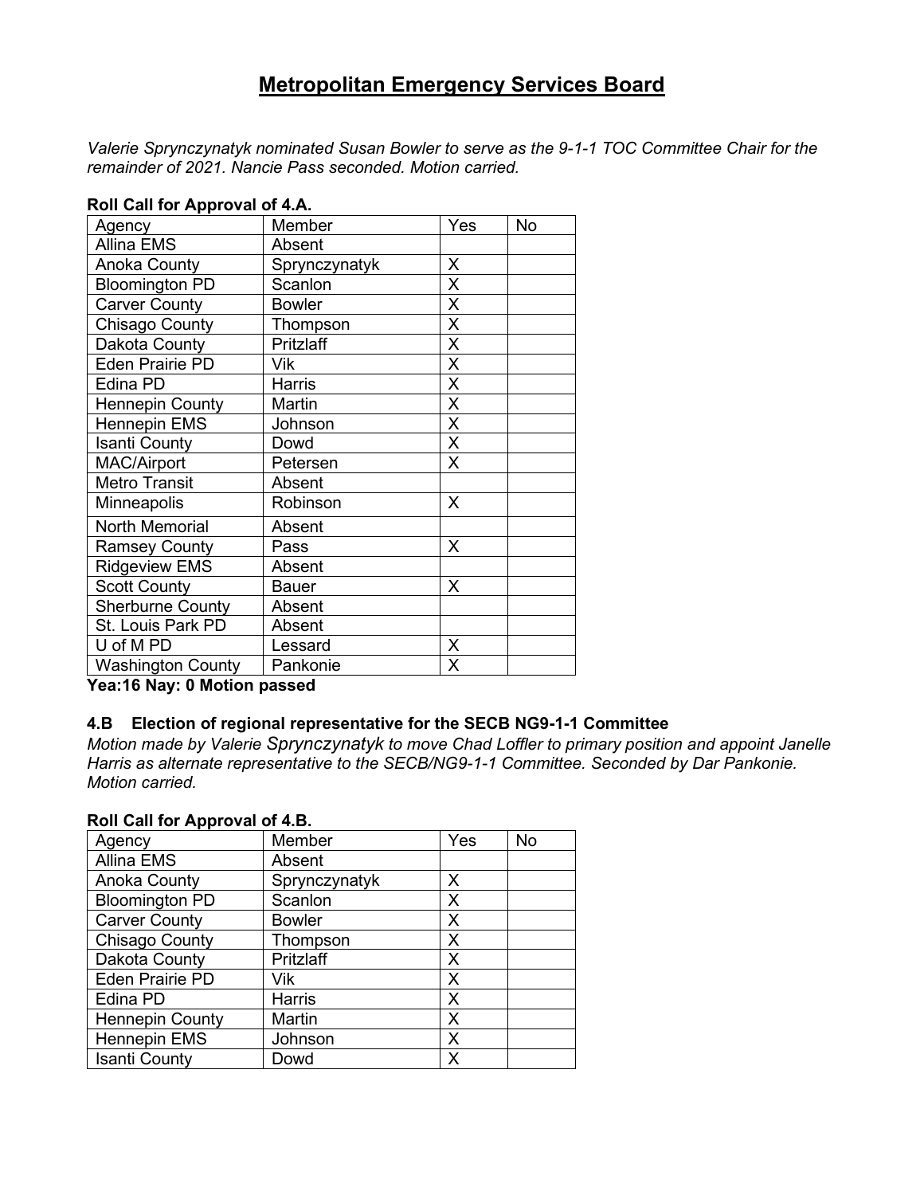# Metropolitan Emergency Services Board

*Valerie Sprynczynatyk nominated Susan Bowler to serve as the 9-1-1 TOC Committee Chair for the remainder of 2021. Nancie Pass seconded. Motion carried.*

**Roll Call for Approval of 4.A.**

| Agency | Member | Yes | No |
|---|---|---|---|
| Allina EMS | Absent | | |
| Anoka County | Sprynczynatyk | X | |
| Bloomington PD | Scanlon | X | |
| Carver County | Bowler | X | |
| Chisago County | Thompson | X | |
| Dakota County | Pritzlaff | X | |
| Eden Prairie PD | Vik | X | |
| Edina PD | Harris | X | |
| Hennepin County | Martin | X | |
| Hennepin EMS | Johnson | X | |
| Isanti County | Dowd | X | |
| MAC/Airport | Petersen | X | |
| Metro Transit | Absent | | |
| Minneapolis | Robinson | X | |
| North Memorial | Absent | | |
| Ramsey County | Pass | X | |
| Ridgeview EMS | Absent | | |
| Scott County | Bauer | X | |
| Sherburne County | Absent | | |
| St. Louis Park PD | Absent | | |
| U of M PD | Lessard | X | |
| Washington County | Pankonie | X | |

**Yea:16 Nay: 0 Motion passed**

### 4.B Election of regional representative for the SECB NG9-1-1 Committee

*Motion made by Valerie Sprynczynatyk to move Chad Loffler to primary position and appoint Janelle Harris as alternate representative to the SECB/NG9-1-1 Committee. Seconded by Dar Pankonie. Motion carried.*

**Roll Call for Approval of 4.B.**

| Agency | Member | Yes | No |
|---|---|---|---|
| Allina EMS | Absent | | |
| Anoka County | Sprynczynatyk | X | |
| Bloomington PD | Scanlon | X | |
| Carver County | Bowler | X | |
| Chisago County | Thompson | X | |
| Dakota County | Pritzlaff | X | |
| Eden Prairie PD | Vik | X | |
| Edina PD | Harris | X | |
| Hennepin County | Martin | X | |
| Hennepin EMS | Johnson | X | |
| Isanti County | Dowd | X | |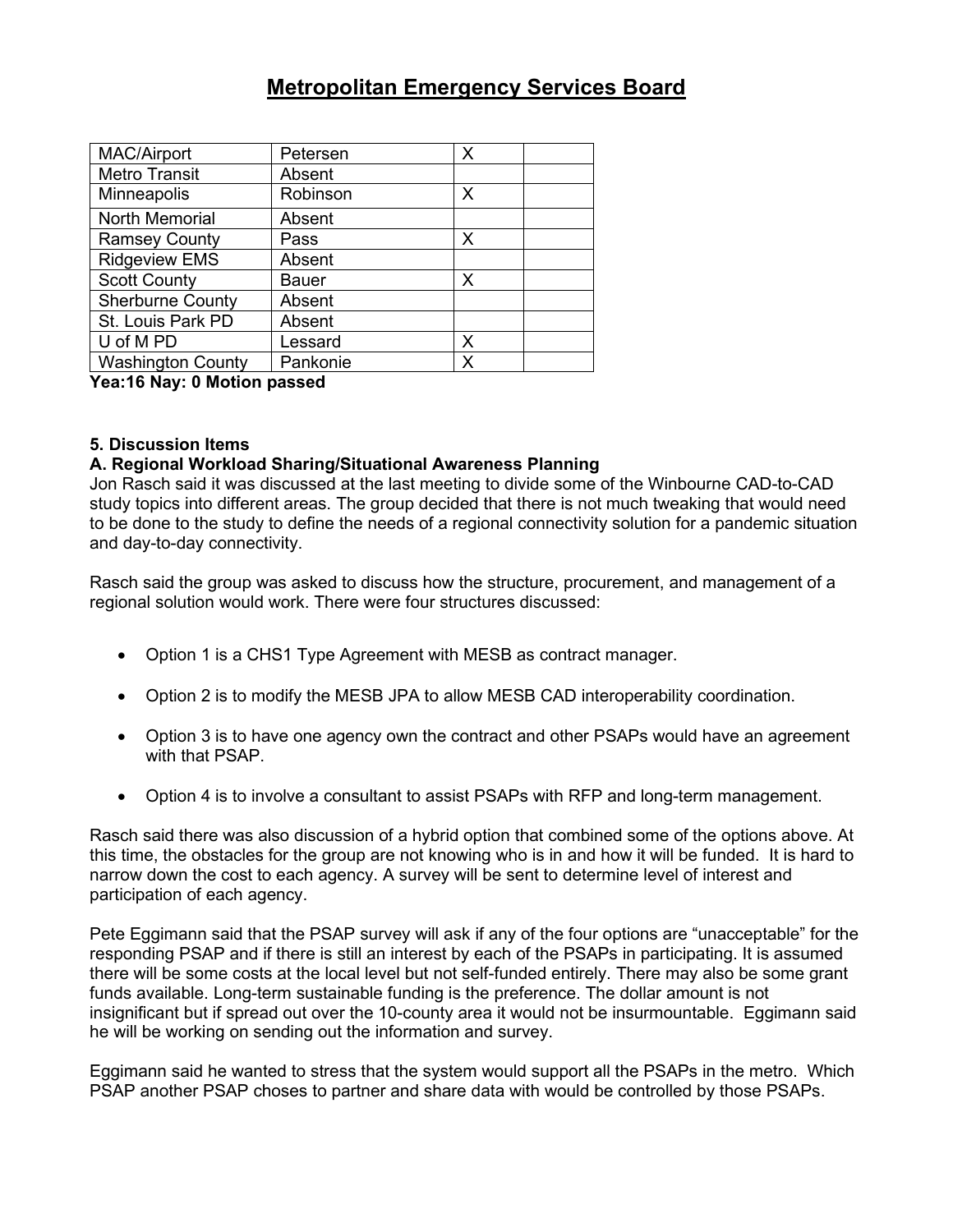# Metropolitan Emergency Services Board

| MAC/Airport | Petersen | X | |
|---|---|---|---|
| Metro Transit | Absent | | |
| Minneapolis | Robinson | X | |
| North Memorial | Absent | | |
| Ramsey County | Pass | X | |
| Ridgeview EMS | Absent | | |
| Scott County | Bauer | X | |
| Sherburne County | Absent | | |
| St. Louis Park PD | Absent | | |
| U of M PD | Lessard | X | |
| Washington County | Pankonie | X | |

**Yea:16 Nay: 0 Motion passed**

**5. Discussion Items**

**A. Regional Workload Sharing/Situational Awareness Planning**

Jon Rasch said it was discussed at the last meeting to divide some of the Winbourne CAD-to-CAD study topics into different areas. The group decided that there is not much tweaking that would need to be done to the study to define the needs of a regional connectivity solution for a pandemic situation and day-to-day connectivity.

Rasch said the group was asked to discuss how the structure, procurement, and management of a regional solution would work. There were four structures discussed:

- Option 1 is a CHS1 Type Agreement with MESB as contract manager.
- Option 2 is to modify the MESB JPA to allow MESB CAD interoperability coordination.
- Option 3 is to have one agency own the contract and other PSAPs would have an agreement with that PSAP.
- Option 4 is to involve a consultant to assist PSAPs with RFP and long-term management.

Rasch said there was also discussion of a hybrid option that combined some of the options above. At this time, the obstacles for the group are not knowing who is in and how it will be funded. It is hard to narrow down the cost to each agency. A survey will be sent to determine level of interest and participation of each agency.

Pete Eggimann said that the PSAP survey will ask if any of the four options are "unacceptable" for the responding PSAP and if there is still an interest by each of the PSAPs in participating. It is assumed there will be some costs at the local level but not self-funded entirely. There may also be some grant funds available. Long-term sustainable funding is the preference. The dollar amount is not insignificant but if spread out over the 10-county area it would not be insurmountable. Eggimann said he will be working on sending out the information and survey.

Eggimann said he wanted to stress that the system would support all the PSAPs in the metro. Which PSAP another PSAP choses to partner and share data with would be controlled by those PSAPs.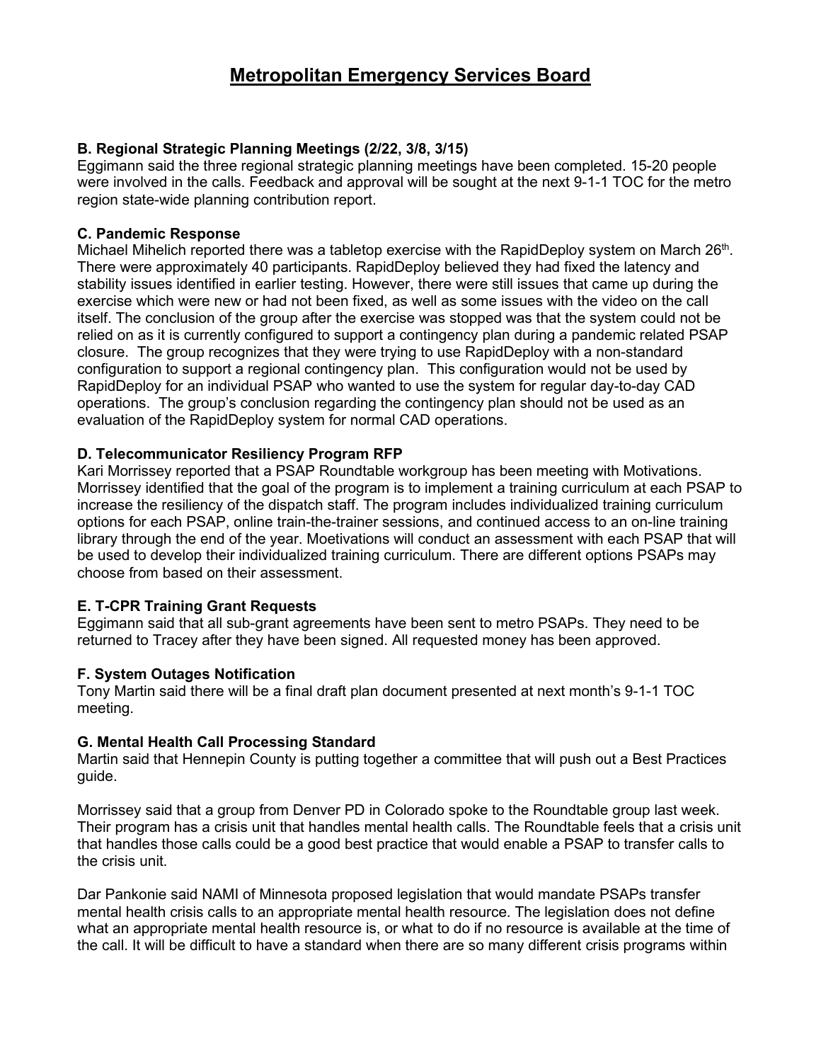# Metropolitan Emergency Services Board

**B. Regional Strategic Planning Meetings (2/22, 3/8, 3/15)**
Eggimann said the three regional strategic planning meetings have been completed. 15-20 people were involved in the calls. Feedback and approval will be sought at the next 9-1-1 TOC for the metro region state-wide planning contribution report.

**C. Pandemic Response**
Michael Mihelich reported there was a tabletop exercise with the RapidDeploy system on March 26th. There were approximately 40 participants. RapidDeploy believed they had fixed the latency and stability issues identified in earlier testing. However, there were still issues that came up during the exercise which were new or had not been fixed, as well as some issues with the video on the call itself. The conclusion of the group after the exercise was stopped was that the system could not be relied on as it is currently configured to support a contingency plan during a pandemic related PSAP closure. The group recognizes that they were trying to use RapidDeploy with a non-standard configuration to support a regional contingency plan. This configuration would not be used by RapidDeploy for an individual PSAP who wanted to use the system for regular day-to-day CAD operations. The group's conclusion regarding the contingency plan should not be used as an evaluation of the RapidDeploy system for normal CAD operations.

**D. Telecommunicator Resiliency Program RFP**
Kari Morrissey reported that a PSAP Roundtable workgroup has been meeting with Motivations. Morrissey identified that the goal of the program is to implement a training curriculum at each PSAP to increase the resiliency of the dispatch staff. The program includes individualized training curriculum options for each PSAP, online train-the-trainer sessions, and continued access to an on-line training library through the end of the year. Moetivations will conduct an assessment with each PSAP that will be used to develop their individualized training curriculum. There are different options PSAPs may choose from based on their assessment.

**E. T-CPR Training Grant Requests**
Eggimann said that all sub-grant agreements have been sent to metro PSAPs. They need to be returned to Tracey after they have been signed. All requested money has been approved.

**F. System Outages Notification**
Tony Martin said there will be a final draft plan document presented at next month's 9-1-1 TOC meeting.

**G. Mental Health Call Processing Standard**
Martin said that Hennepin County is putting together a committee that will push out a Best Practices guide.

Morrissey said that a group from Denver PD in Colorado spoke to the Roundtable group last week. Their program has a crisis unit that handles mental health calls. The Roundtable feels that a crisis unit that handles those calls could be a good best practice that would enable a PSAP to transfer calls to the crisis unit.

Dar Pankonie said NAMI of Minnesota proposed legislation that would mandate PSAPs transfer mental health crisis calls to an appropriate mental health resource. The legislation does not define what an appropriate mental health resource is, or what to do if no resource is available at the time of the call. It will be difficult to have a standard when there are so many different crisis programs within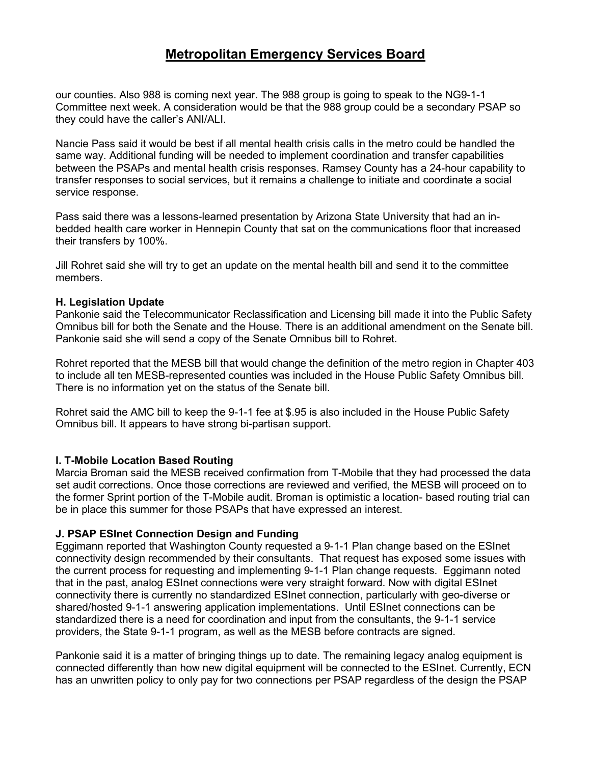our counties. Also 988 is coming next year. The 988 group is going to speak to the NG9-1-1 Committee next week. A consideration would be that the 988 group could be a secondary PSAP so they could have the caller's ANI/ALI.

Nancie Pass said it would be best if all mental health crisis calls in the metro could be handled the same way. Additional funding will be needed to implement coordination and transfer capabilities between the PSAPs and mental health crisis responses. Ramsey County has a 24-hour capability to transfer responses to social services, but it remains a challenge to initiate and coordinate a social service response.

Pass said there was a lessons-learned presentation by Arizona State University that had an in-bedded health care worker in Hennepin County that sat on the communications floor that increased their transfers by 100%.

Jill Rohret said she will try to get an update on the mental health bill and send it to the committee members.

**H. Legislation Update**

Pankonie said the Telecommunicator Reclassification and Licensing bill made it into the Public Safety Omnibus bill for both the Senate and the House. There is an additional amendment on the Senate bill. Pankonie said she will send a copy of the Senate Omnibus bill to Rohret.

Rohret reported that the MESB bill that would change the definition of the metro region in Chapter 403 to include all ten MESB-represented counties was included in the House Public Safety Omnibus bill. There is no information yet on the status of the Senate bill.

Rohret said the AMC bill to keep the 9-1-1 fee at $.95 is also included in the House Public Safety Omnibus bill. It appears to have strong bi-partisan support.

**I. T-Mobile Location Based Routing**

Marcia Broman said the MESB received confirmation from T-Mobile that they had processed the data set audit corrections. Once those corrections are reviewed and verified, the MESB will proceed on to the former Sprint portion of the T-Mobile audit. Broman is optimistic a location- based routing trial can be in place this summer for those PSAPs that have expressed an interest.

**J. PSAP ESInet Connection Design and Funding**

Eggimann reported that Washington County requested a 9-1-1 Plan change based on the ESInet connectivity design recommended by their consultants. That request has exposed some issues with the current process for requesting and implementing 9-1-1 Plan change requests. Eggimann noted that in the past, analog ESInet connections were very straight forward. Now with digital ESInet connectivity there is currently no standardized ESInet connection, particularly with geo-diverse or shared/hosted 9-1-1 answering application implementations. Until ESInet connections can be standardized there is a need for coordination and input from the consultants, the 9-1-1 service providers, the State 9-1-1 program, as well as the MESB before contracts are signed.

Pankonie said it is a matter of bringing things up to date. The remaining legacy analog equipment is connected differently than how new digital equipment will be connected to the ESInet. Currently, ECN has an unwritten policy to only pay for two connections per PSAP regardless of the design the PSAP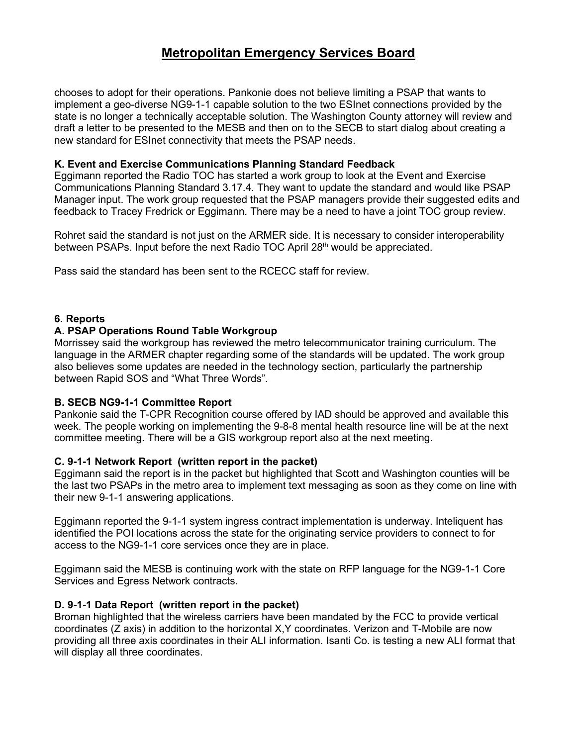chooses to adopt for their operations. Pankonie does not believe limiting a PSAP that wants to implement a geo-diverse NG9-1-1 capable solution to the two ESInet connections provided by the state is no longer a technically acceptable solution. The Washington County attorney will review and draft a letter to be presented to the MESB and then on to the SECB to start dialog about creating a new standard for ESInet connectivity that meets the PSAP needs.

**K. Event and Exercise Communications Planning Standard Feedback**

Eggimann reported the Radio TOC has started a work group to look at the Event and Exercise Communications Planning Standard 3.17.4. They want to update the standard and would like PSAP Manager input. The work group requested that the PSAP managers provide their suggested edits and feedback to Tracey Fredrick or Eggimann. There may be a need to have a joint TOC group review.

Rohret said the standard is not just on the ARMER side. It is necessary to consider interoperability between PSAPs. Input before the next Radio TOC April 28th would be appreciated.

Pass said the standard has been sent to the RCECC staff for review.

**6. Reports**

**A. PSAP Operations Round Table Workgroup**

Morrissey said the workgroup has reviewed the metro telecommunicator training curriculum. The language in the ARMER chapter regarding some of the standards will be updated. The work group also believes some updates are needed in the technology section, particularly the partnership between Rapid SOS and "What Three Words".

**B. SECB NG9-1-1 Committee Report**

Pankonie said the T-CPR Recognition course offered by IAD should be approved and available this week. The people working on implementing the 9-8-8 mental health resource line will be at the next committee meeting. There will be a GIS workgroup report also at the next meeting.

**C. 9-1-1 Network Report (written report in the packet)**

Eggimann said the report is in the packet but highlighted that Scott and Washington counties will be the last two PSAPs in the metro area to implement text messaging as soon as they come on line with their new 9-1-1 answering applications.

Eggimann reported the 9-1-1 system ingress contract implementation is underway. Inteliquent has identified the POI locations across the state for the originating service providers to connect to for access to the NG9-1-1 core services once they are in place.

Eggimann said the MESB is continuing work with the state on RFP language for the NG9-1-1 Core Services and Egress Network contracts.

**D. 9-1-1 Data Report (written report in the packet)**

Broman highlighted that the wireless carriers have been mandated by the FCC to provide vertical coordinates (Z axis) in addition to the horizontal X,Y coordinates. Verizon and T-Mobile are now providing all three axis coordinates in their ALI information. Isanti Co. is testing a new ALI format that will display all three coordinates.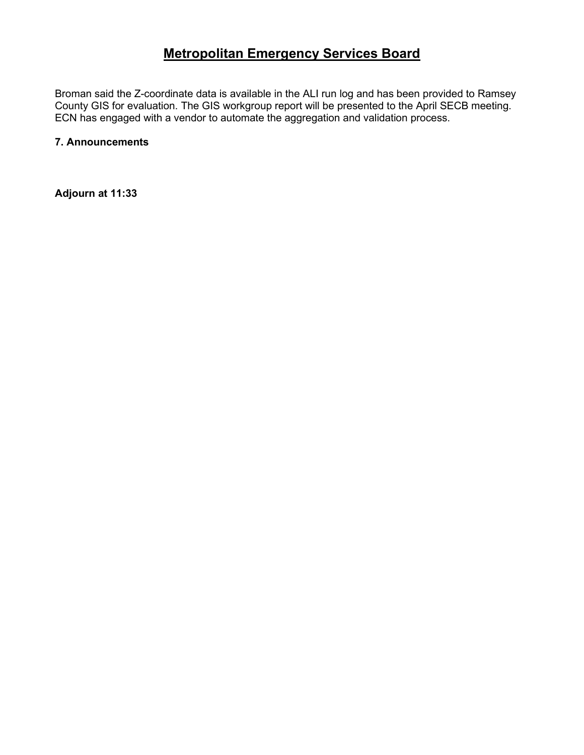# Metropolitan Emergency Services Board

Broman said the Z-coordinate data is available in the ALI run log and has been provided to Ramsey County GIS for evaluation. The GIS workgroup report will be presented to the April SECB meeting. ECN has engaged with a vendor to automate the aggregation and validation process.

**7. Announcements**

**Adjourn at 11:33**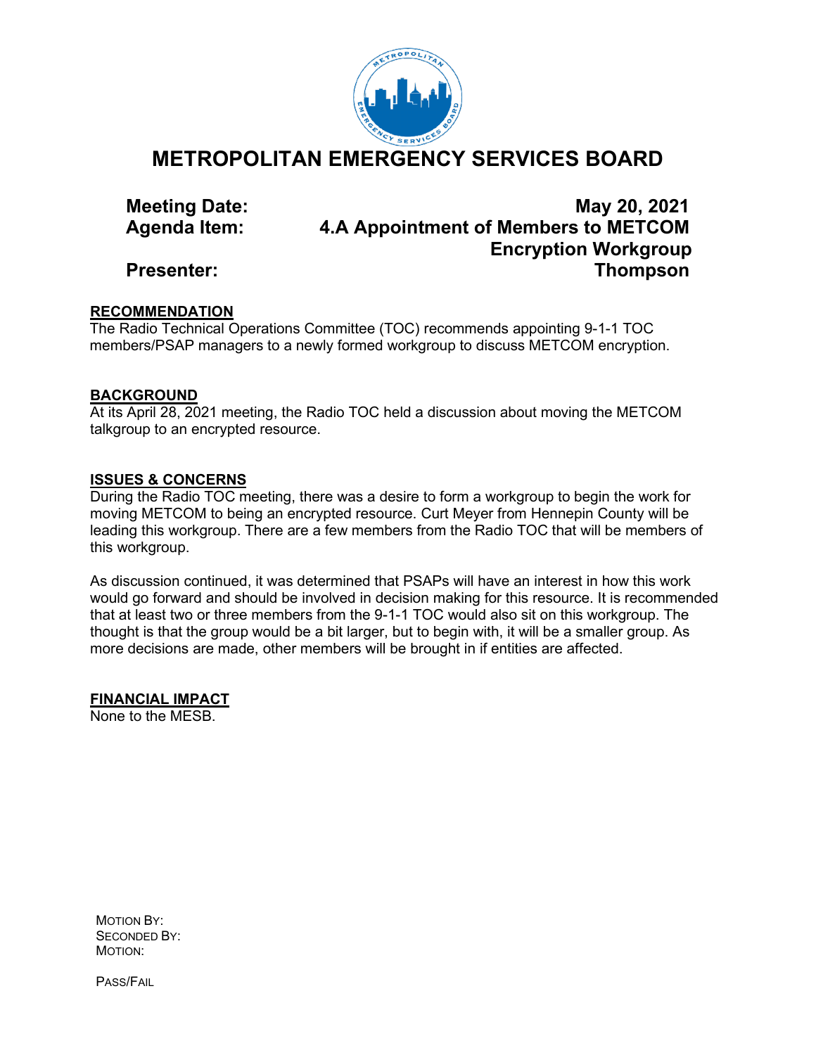# METROPOLITAN EMERGENCY SERVICES BOARD

**Meeting Date:** May 20, 2021
**Agenda Item:** 4.A Appointment of Members to METCOM Encryption Workgroup
**Presenter:** Thompson

**RECOMMENDATION**

The Radio Technical Operations Committee (TOC) recommends appointing 9-1-1 TOC members/PSAP managers to a newly formed workgroup to discuss METCOM encryption.

**BACKGROUND**

At its April 28, 2021 meeting, the Radio TOC held a discussion about moving the METCOM talkgroup to an encrypted resource.

**ISSUES & CONCERNS**

During the Radio TOC meeting, there was a desire to form a workgroup to begin the work for moving METCOM to being an encrypted resource. Curt Meyer from Hennepin County will be leading this workgroup. There are a few members from the Radio TOC that will be members of this workgroup.

As discussion continued, it was determined that PSAPs will have an interest in how this work would go forward and should be involved in decision making for this resource. It is recommended that at least two or three members from the 9-1-1 TOC would also sit on this workgroup. The thought is that the group would be a bit larger, but to begin with, it will be a smaller group. As more decisions are made, other members will be brought in if entities are affected.

**FINANCIAL IMPACT**

None to the MESB.

MOTION BY:
SECONDED BY:
MOTION:

PASS/FAIL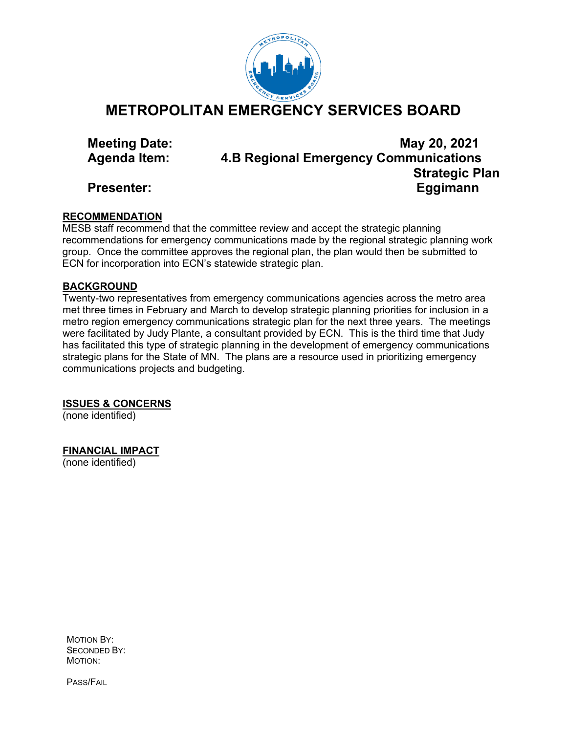# METROPOLITAN EMERGENCY SERVICES BOARD

**Meeting Date:** May 20, 2021

**Agenda Item:** 4.B Regional Emergency Communications Strategic Plan

**Presenter:** Eggimann

**RECOMMENDATION**

MESB staff recommend that the committee review and accept the strategic planning recommendations for emergency communications made by the regional strategic planning work group. Once the committee approves the regional plan, the plan would then be submitted to ECN for incorporation into ECN's statewide strategic plan.

**BACKGROUND**

Twenty-two representatives from emergency communications agencies across the metro area met three times in February and March to develop strategic planning priorities for inclusion in a metro region emergency communications strategic plan for the next three years. The meetings were facilitated by Judy Plante, a consultant provided by ECN. This is the third time that Judy has facilitated this type of strategic planning in the development of emergency communications strategic plans for the State of MN. The plans are a resource used in prioritizing emergency communications projects and budgeting.

**ISSUES & CONCERNS**

(none identified)

**FINANCIAL IMPACT**

(none identified)

MOTION BY:
SECONDED BY:
MOTION:

PASS/FAIL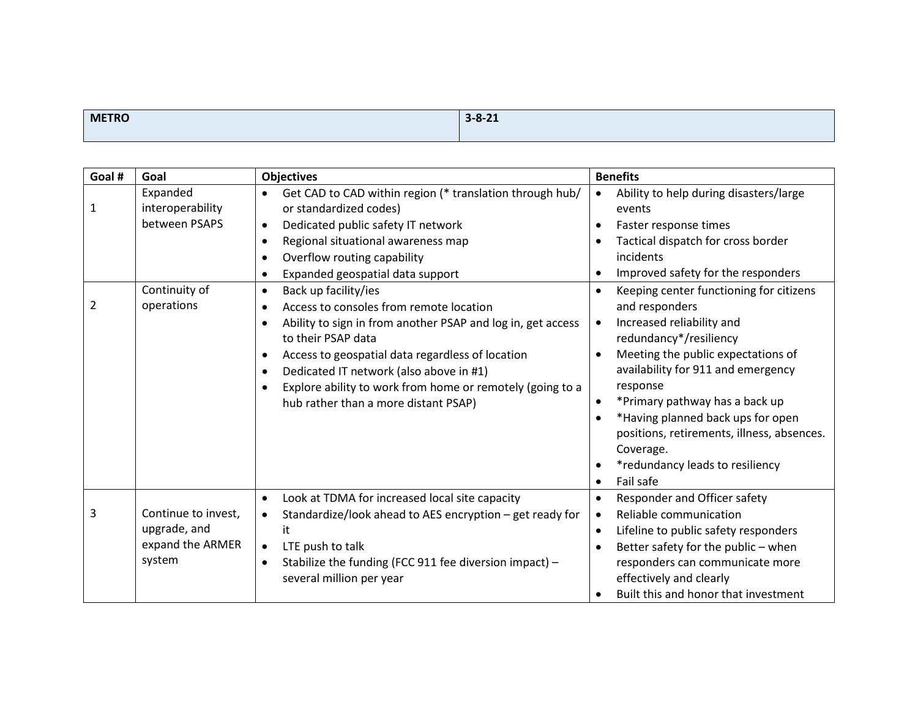| METRO | 3-8-21 |
|---|---|

| Goal # | Goal | Objectives | Benefits |
|---|---|---|---|
| 1 | Expanded interoperability between PSAPS | • Get CAD to CAD within region (* translation through hub/ or standardized codes)<br>• Dedicated public safety IT network<br>• Regional situational awareness map<br>• Overflow routing capability<br>• Expanded geospatial data support | • Ability to help during disasters/large events<br>• Faster response times<br>• Tactical dispatch for cross border incidents<br>• Improved safety for the responders |
| 2 | Continuity of operations | • Back up facility/ies<br>• Access to consoles from remote location<br>• Ability to sign in from another PSAP and log in, get access to their PSAP data<br>• Access to geospatial data regardless of location<br>• Dedicated IT network (also above in #1)<br>• Explore ability to work from home or remotely (going to a hub rather than a more distant PSAP) | • Keeping center functioning for citizens and responders<br>• Increased reliability and redundancy*/resiliency<br>• Meeting the public expectations of availability for 911 and emergency response<br>• *Primary pathway has a back up<br>• *Having planned back ups for open positions, retirements, illness, absences. Coverage.<br>• *redundancy leads to resiliency<br>• Fail safe |
| 3 | Continue to invest, upgrade, and expand the ARMER system | • Look at TDMA for increased local site capacity<br>• Standardize/look ahead to AES encryption – get ready for it<br>• LTE push to talk<br>• Stabilize the funding (FCC 911 fee diversion impact) – several million per year | • Responder and Officer safety<br>• Reliable communication<br>• Lifeline to public safety responders<br>• Better safety for the public – when responders can communicate more effectively and clearly<br>• Built this and honor that investment |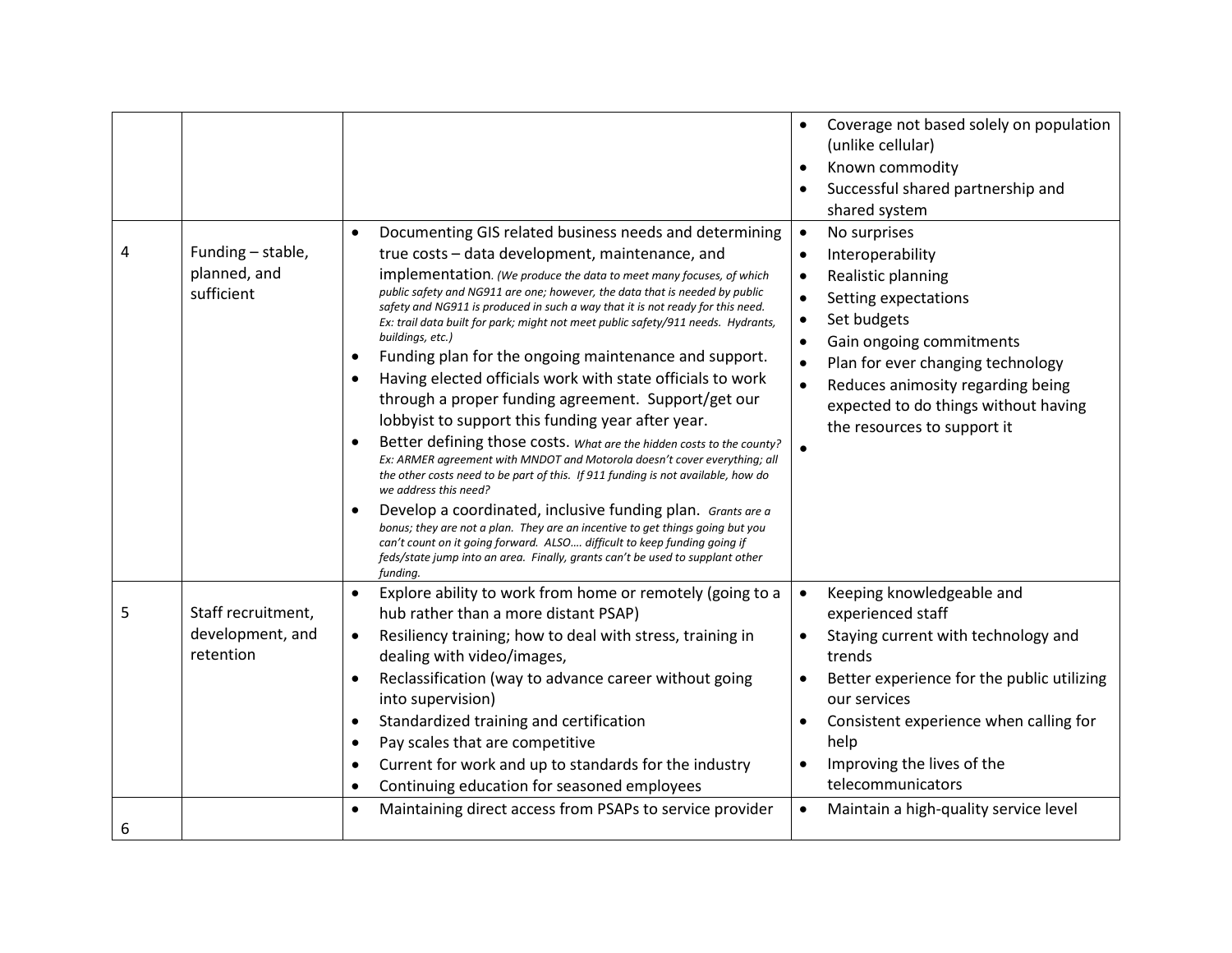| | | | |
|---|---|---|---|
| | | | • Coverage not based solely on population (unlike cellular)<br>• Known commodity<br>• Successful shared partnership and shared system |
| 4 | Funding – stable, planned, and sufficient | • Documenting GIS related business needs and determining true costs – data development, maintenance, and implementation. *(We produce the data to meet many focuses, of which public safety and NG911 are one; however, the data that is needed by public safety and NG911 is produced in such a way that it is not ready for this need. Ex: trail data built for park; might not meet public safety/911 needs. Hydrants, buildings, etc.)*<br>• Funding plan for the ongoing maintenance and support.<br>• Having elected officials work with state officials to work through a proper funding agreement. Support/get our lobbyist to support this funding year after year.<br>• Better defining those costs. *What are the hidden costs to the county? Ex: ARMER agreement with MNDOT and Motorola doesn't cover everything; all the other costs need to be part of this. If 911 funding is not available, how do we address this need?*<br>• Develop a coordinated, inclusive funding plan. *Grants are a bonus; they are not a plan. They are an incentive to get things going but you can't count on it going forward. ALSO…. difficult to keep funding going if feds/state jump into an area. Finally, grants can't be used to supplant other funding.* | • No surprises<br>• Interoperability<br>• Realistic planning<br>• Setting expectations<br>• Set budgets<br>• Gain ongoing commitments<br>• Plan for ever changing technology<br>• Reduces animosity regarding being expected to do things without having the resources to support it<br>• |
| 5 | Staff recruitment, development, and retention | • Explore ability to work from home or remotely (going to a hub rather than a more distant PSAP)<br>• Resiliency training; how to deal with stress, training in dealing with video/images,<br>• Reclassification (way to advance career without going into supervision)<br>• Standardized training and certification<br>• Pay scales that are competitive<br>• Current for work and up to standards for the industry<br>• Continuing education for seasoned employees | • Keeping knowledgeable and experienced staff<br>• Staying current with technology and trends<br>• Better experience for the public utilizing our services<br>• Consistent experience when calling for help<br>• Improving the lives of the telecommunicators |
| 6 | | • Maintaining direct access from PSAPs to service provider | • Maintain a high-quality service level |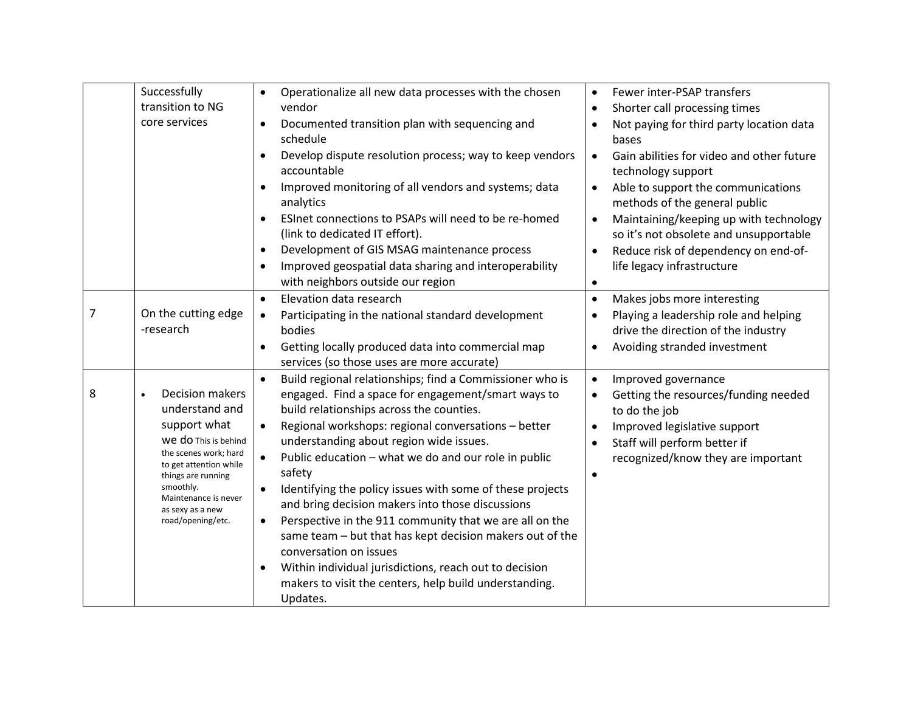| | | | |
|---|---|---|---|
| | Successfully transition to NG core services | • Operationalize all new data processes with the chosen vendor<br>• Documented transition plan with sequencing and schedule<br>• Develop dispute resolution process; way to keep vendors accountable<br>• Improved monitoring of all vendors and systems; data analytics<br>• ESInet connections to PSAPs will need to be re-homed (link to dedicated IT effort).<br>• Development of GIS MSAG maintenance process<br>• Improved geospatial data sharing and interoperability with neighbors outside our region | • Fewer inter-PSAP transfers<br>• Shorter call processing times<br>• Not paying for third party location data bases<br>• Gain abilities for video and other future technology support<br>• Able to support the communications methods of the general public<br>• Maintaining/keeping up with technology so it's not obsolete and unsupportable<br>• Reduce risk of dependency on end-of-life legacy infrastructure<br>• |
| 7 | On the cutting edge -research | • Elevation data research<br>• Participating in the national standard development bodies<br>• Getting locally produced data into commercial map services (so those uses are more accurate) | • Makes jobs more interesting<br>• Playing a leadership role and helping drive the direction of the industry<br>• Avoiding stranded investment |
| 8 | • Decision makers understand and support what we do This is behind the scenes work; hard to get attention while things are running smoothly. Maintenance is never as sexy as a new road/opening/etc. | • Build regional relationships; find a Commissioner who is engaged. Find a space for engagement/smart ways to build relationships across the counties.<br>• Regional workshops: regional conversations – better understanding about region wide issues.<br>• Public education – what we do and our role in public safety<br>• Identifying the policy issues with some of these projects and bring decision makers into those discussions<br>• Perspective in the 911 community that we are all on the same team – but that has kept decision makers out of the conversation on issues<br>• Within individual jurisdictions, reach out to decision makers to visit the centers, help build understanding. Updates. | • Improved governance<br>• Getting the resources/funding needed to do the job<br>• Improved legislative support<br>• Staff will perform better if recognized/know they are important<br>• |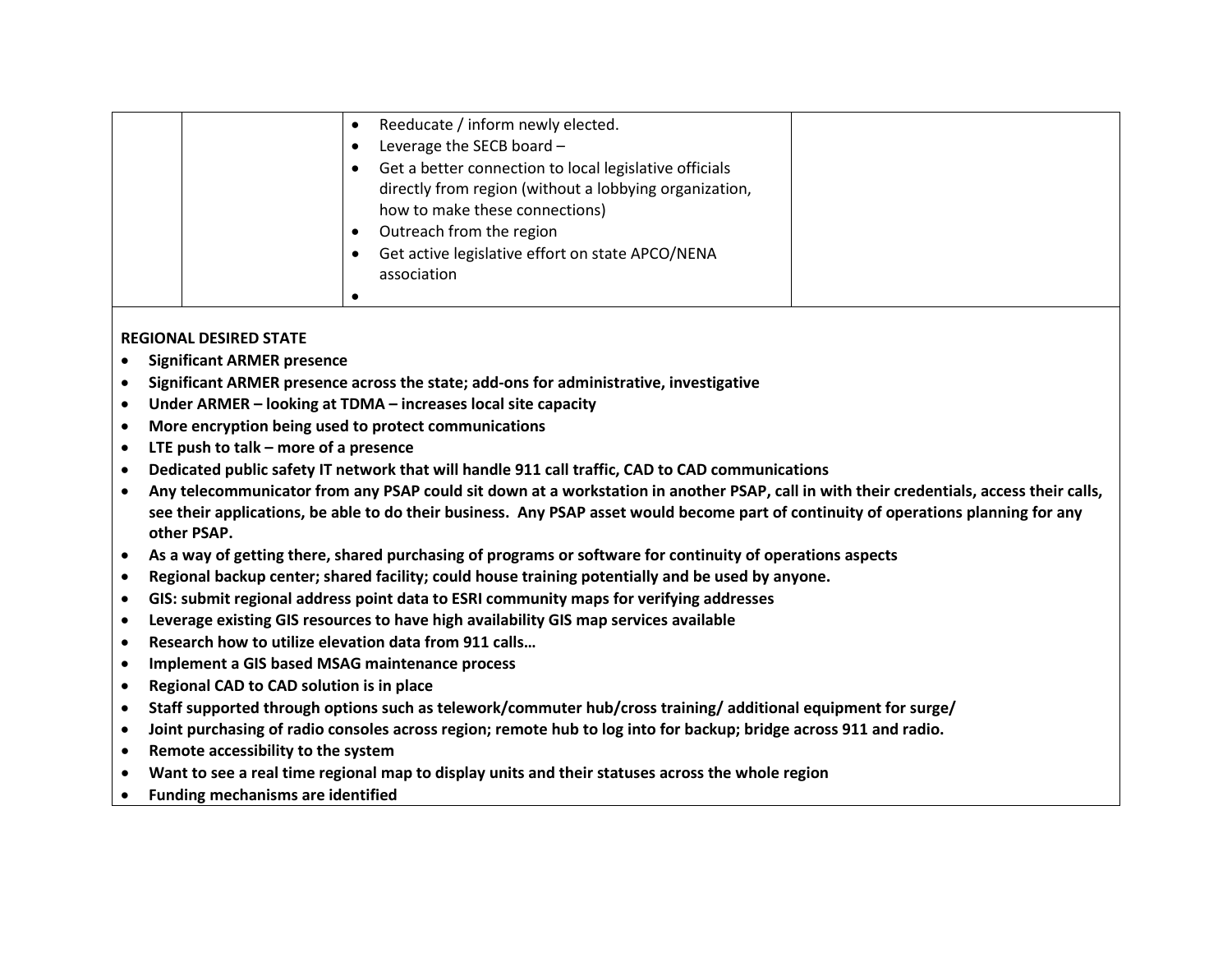| | | | |
|---|---|---|---|
| | | • Reeducate / inform newly elected.<br>• Leverage the SECB board –<br>• Get a better connection to local legislative officials directly from region (without a lobbying organization, how to make these connections)<br>• Outreach from the region<br>• Get active legislative effort on state APCO/NENA association<br>• | |

**REGIONAL DESIRED STATE**

- **Significant ARMER presence**
- **Significant ARMER presence across the state; add-ons for administrative, investigative**
- **Under ARMER – looking at TDMA – increases local site capacity**
- **More encryption being used to protect communications**
- **LTE push to talk – more of a presence**
- **Dedicated public safety IT network that will handle 911 call traffic, CAD to CAD communications**
- **Any telecommunicator from any PSAP could sit down at a workstation in another PSAP, call in with their credentials, access their calls, see their applications, be able to do their business. Any PSAP asset would become part of continuity of operations planning for any other PSAP.**
- **As a way of getting there, shared purchasing of programs or software for continuity of operations aspects**
- **Regional backup center; shared facility; could house training potentially and be used by anyone.**
- **GIS: submit regional address point data to ESRI community maps for verifying addresses**
- **Leverage existing GIS resources to have high availability GIS map services available**
- **Research how to utilize elevation data from 911 calls…**
- **Implement a GIS based MSAG maintenance process**
- **Regional CAD to CAD solution is in place**
- **Staff supported through options such as telework/commuter hub/cross training/ additional equipment for surge/**
- **Joint purchasing of radio consoles across region; remote hub to log into for backup; bridge across 911 and radio.**
- **Remote accessibility to the system**
- **Want to see a real time regional map to display units and their statuses across the whole region**
- **Funding mechanisms are identified**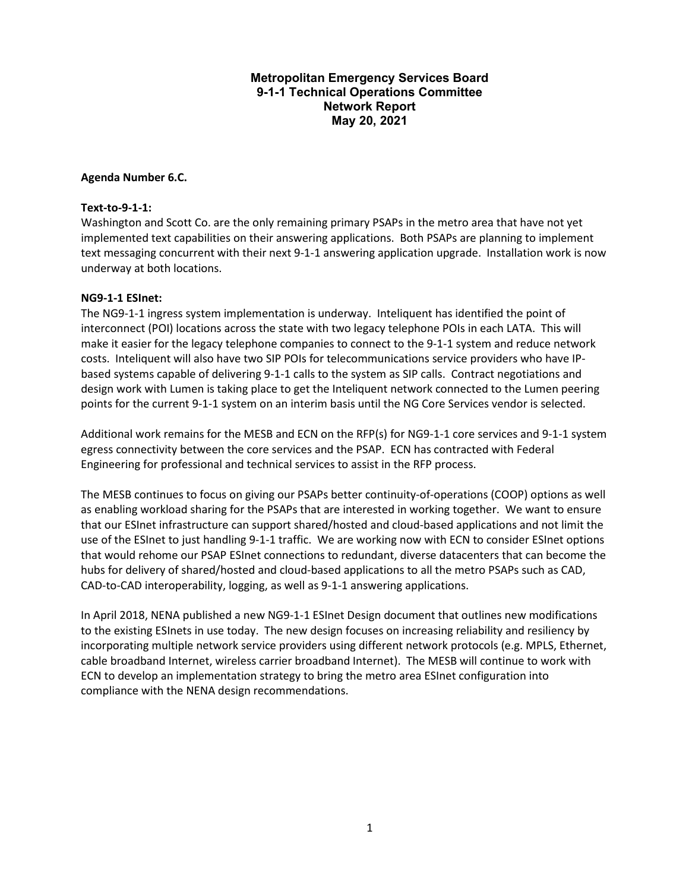# Metropolitan Emergency Services Board
## 9-1-1 Technical Operations Committee
## Network Report
## May 20, 2021

**Agenda Number 6.C.**

**Text-to-9-1-1:**

Washington and Scott Co. are the only remaining primary PSAPs in the metro area that have not yet implemented text capabilities on their answering applications. Both PSAPs are planning to implement text messaging concurrent with their next 9-1-1 answering application upgrade. Installation work is now underway at both locations.

**NG9-1-1 ESInet:**

The NG9-1-1 ingress system implementation is underway. Inteliquent has identified the point of interconnect (POI) locations across the state with two legacy telephone POIs in each LATA. This will make it easier for the legacy telephone companies to connect to the 9-1-1 system and reduce network costs. Inteliquent will also have two SIP POIs for telecommunications service providers who have IP-based systems capable of delivering 9-1-1 calls to the system as SIP calls. Contract negotiations and design work with Lumen is taking place to get the Inteliquent network connected to the Lumen peering points for the current 9-1-1 system on an interim basis until the NG Core Services vendor is selected.

Additional work remains for the MESB and ECN on the RFP(s) for NG9-1-1 core services and 9-1-1 system egress connectivity between the core services and the PSAP. ECN has contracted with Federal Engineering for professional and technical services to assist in the RFP process.

The MESB continues to focus on giving our PSAPs better continuity-of-operations (COOP) options as well as enabling workload sharing for the PSAPs that are interested in working together. We want to ensure that our ESInet infrastructure can support shared/hosted and cloud-based applications and not limit the use of the ESInet to just handling 9-1-1 traffic. We are working now with ECN to consider ESInet options that would rehome our PSAP ESInet connections to redundant, diverse datacenters that can become the hubs for delivery of shared/hosted and cloud-based applications to all the metro PSAPs such as CAD, CAD-to-CAD interoperability, logging, as well as 9-1-1 answering applications.

In April 2018, NENA published a new NG9-1-1 ESInet Design document that outlines new modifications to the existing ESInets in use today. The new design focuses on increasing reliability and resiliency by incorporating multiple network service providers using different network protocols (e.g. MPLS, Ethernet, cable broadband Internet, wireless carrier broadband Internet). The MESB will continue to work with ECN to develop an implementation strategy to bring the metro area ESInet configuration into compliance with the NENA design recommendations.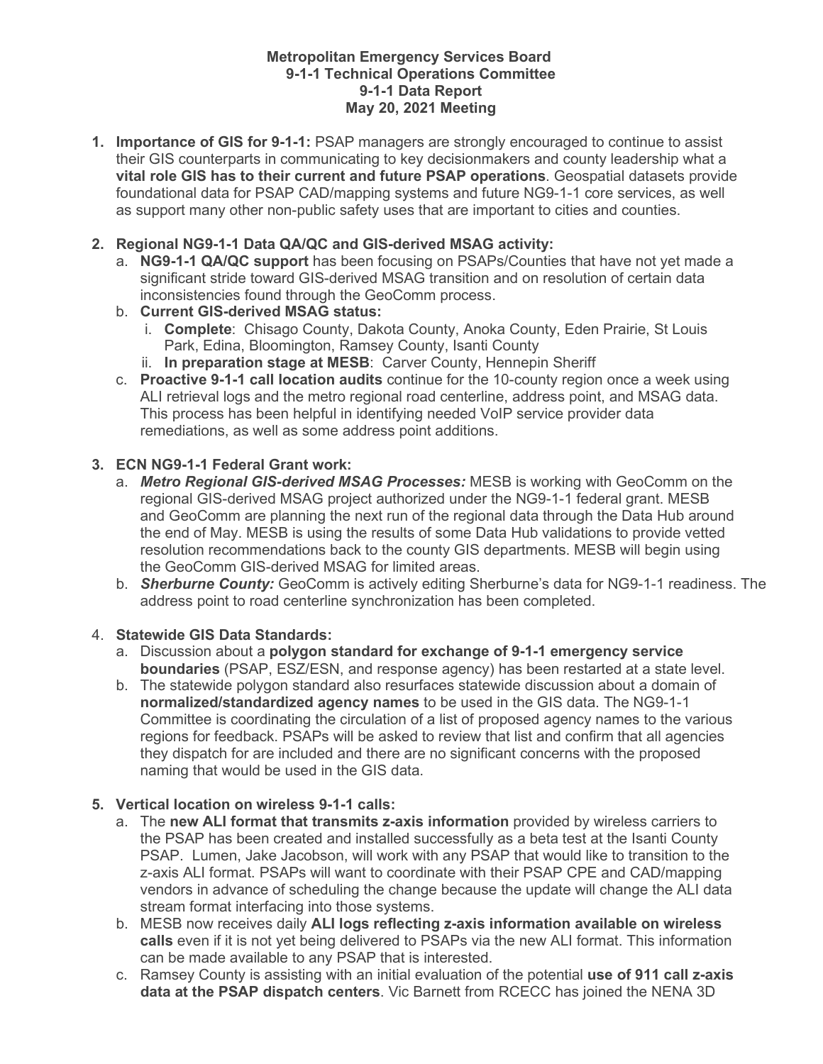**Metropolitan Emergency Services Board**
**9-1-1 Technical Operations Committee**
**9-1-1 Data Report**
**May 20, 2021 Meeting**

1. **Importance of GIS for 9-1-1:** PSAP managers are strongly encouraged to continue to assist their GIS counterparts in communicating to key decisionmakers and county leadership what a **vital role GIS has to their current and future PSAP operations**. Geospatial datasets provide foundational data for PSAP CAD/mapping systems and future NG9-1-1 core services, as well as support many other non-public safety uses that are important to cities and counties.

2. **Regional NG9-1-1 Data QA/QC and GIS-derived MSAG activity:**
   a. **NG9-1-1 QA/QC support** has been focusing on PSAPs/Counties that have not yet made a significant stride toward GIS-derived MSAG transition and on resolution of certain data inconsistencies found through the GeoComm process.
   b. **Current GIS-derived MSAG status:**
      i. **Complete**: Chisago County, Dakota County, Anoka County, Eden Prairie, St Louis Park, Edina, Bloomington, Ramsey County, Isanti County
      ii. **In preparation stage at MESB**: Carver County, Hennepin Sheriff
   c. **Proactive 9-1-1 call location audits** continue for the 10-county region once a week using ALI retrieval logs and the metro regional road centerline, address point, and MSAG data. This process has been helpful in identifying needed VoIP service provider data remediations, as well as some address point additions.

3. **ECN NG9-1-1 Federal Grant work:**
   a. ***Metro Regional GIS-derived MSAG Processes:*** MESB is working with GeoComm on the regional GIS-derived MSAG project authorized under the NG9-1-1 federal grant. MESB and GeoComm are planning the next run of the regional data through the Data Hub around the end of May. MESB is using the results of some Data Hub validations to provide vetted resolution recommendations back to the county GIS departments. MESB will begin using the GeoComm GIS-derived MSAG for limited areas.
   b. ***Sherburne County:*** GeoComm is actively editing Sherburne's data for NG9-1-1 readiness. The address point to road centerline synchronization has been completed.

4. **Statewide GIS Data Standards:**
   a. Discussion about a **polygon standard for exchange of 9-1-1 emergency service boundaries** (PSAP, ESZ/ESN, and response agency) has been restarted at a state level.
   b. The statewide polygon standard also resurfaces statewide discussion about a domain of **normalized/standardized agency names** to be used in the GIS data. The NG9-1-1 Committee is coordinating the circulation of a list of proposed agency names to the various regions for feedback. PSAPs will be asked to review that list and confirm that all agencies they dispatch for are included and there are no significant concerns with the proposed naming that would be used in the GIS data.

5. **Vertical location on wireless 9-1-1 calls:**
   a. The **new ALI format that transmits z-axis information** provided by wireless carriers to the PSAP has been created and installed successfully as a beta test at the Isanti County PSAP. Lumen, Jake Jacobson, will work with any PSAP that would like to transition to the z-axis ALI format. PSAPs will want to coordinate with their PSAP CPE and CAD/mapping vendors in advance of scheduling the change because the update will change the ALI data stream format interfacing into those systems.
   b. MESB now receives daily **ALI logs reflecting z-axis information available on wireless calls** even if it is not yet being delivered to PSAPs via the new ALI format. This information can be made available to any PSAP that is interested.
   c. Ramsey County is assisting with an initial evaluation of the potential **use of 911 call z-axis data at the PSAP dispatch centers**. Vic Barnett from RCECC has joined the NENA 3D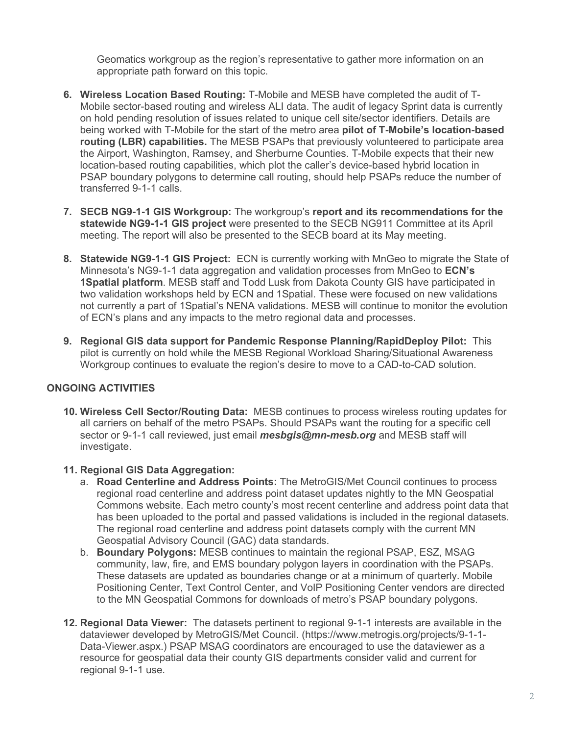Geomatics workgroup as the region's representative to gather more information on an appropriate path forward on this topic.

6. **Wireless Location Based Routing:** T-Mobile and MESB have completed the audit of T-Mobile sector-based routing and wireless ALI data. The audit of legacy Sprint data is currently on hold pending resolution of issues related to unique cell site/sector identifiers. Details are being worked with T-Mobile for the start of the metro area **pilot of T-Mobile's location-based routing (LBR) capabilities.** The MESB PSAPs that previously volunteered to participate area the Airport, Washington, Ramsey, and Sherburne Counties. T-Mobile expects that their new location-based routing capabilities, which plot the caller's device-based hybrid location in PSAP boundary polygons to determine call routing, should help PSAPs reduce the number of transferred 9-1-1 calls.

7. **SECB NG9-1-1 GIS Workgroup:** The workgroup's **report and its recommendations for the statewide NG9-1-1 GIS project** were presented to the SECB NG911 Committee at its April meeting. The report will also be presented to the SECB board at its May meeting.

8. **Statewide NG9-1-1 GIS Project:** ECN is currently working with MnGeo to migrate the State of Minnesota's NG9-1-1 data aggregation and validation processes from MnGeo to **ECN's 1Spatial platform**. MESB staff and Todd Lusk from Dakota County GIS have participated in two validation workshops held by ECN and 1Spatial. These were focused on new validations not currently a part of 1Spatial's NENA validations. MESB will continue to monitor the evolution of ECN's plans and any impacts to the metro regional data and processes.

9. **Regional GIS data support for Pandemic Response Planning/RapidDeploy Pilot:** This pilot is currently on hold while the MESB Regional Workload Sharing/Situational Awareness Workgroup continues to evaluate the region's desire to move to a CAD-to-CAD solution.

## ONGOING ACTIVITIES

10. **Wireless Cell Sector/Routing Data:** MESB continues to process wireless routing updates for all carriers on behalf of the metro PSAPs. Should PSAPs want the routing for a specific cell sector or 9-1-1 call reviewed, just email ***mesbgis@mn-mesb.org*** and MESB staff will investigate.

11. **Regional GIS Data Aggregation:**
    a. **Road Centerline and Address Points:** The MetroGIS/Met Council continues to process regional road centerline and address point dataset updates nightly to the MN Geospatial Commons website. Each metro county's most recent centerline and address point data that has been uploaded to the portal and passed validations is included in the regional datasets. The regional road centerline and address point datasets comply with the current MN Geospatial Advisory Council (GAC) data standards.
    b. **Boundary Polygons:** MESB continues to maintain the regional PSAP, ESZ, MSAG community, law, fire, and EMS boundary polygon layers in coordination with the PSAPs. These datasets are updated as boundaries change or at a minimum of quarterly. Mobile Positioning Center, Text Control Center, and VoIP Positioning Center vendors are directed to the MN Geospatial Commons for downloads of metro's PSAP boundary polygons.

12. **Regional Data Viewer:** The datasets pertinent to regional 9-1-1 interests are available in the dataviewer developed by MetroGIS/Met Council. (https://www.metrogis.org/projects/9-1-1-Data-Viewer.aspx.) PSAP MSAG coordinators are encouraged to use the dataviewer as a resource for geospatial data their county GIS departments consider valid and current for regional 9-1-1 use.